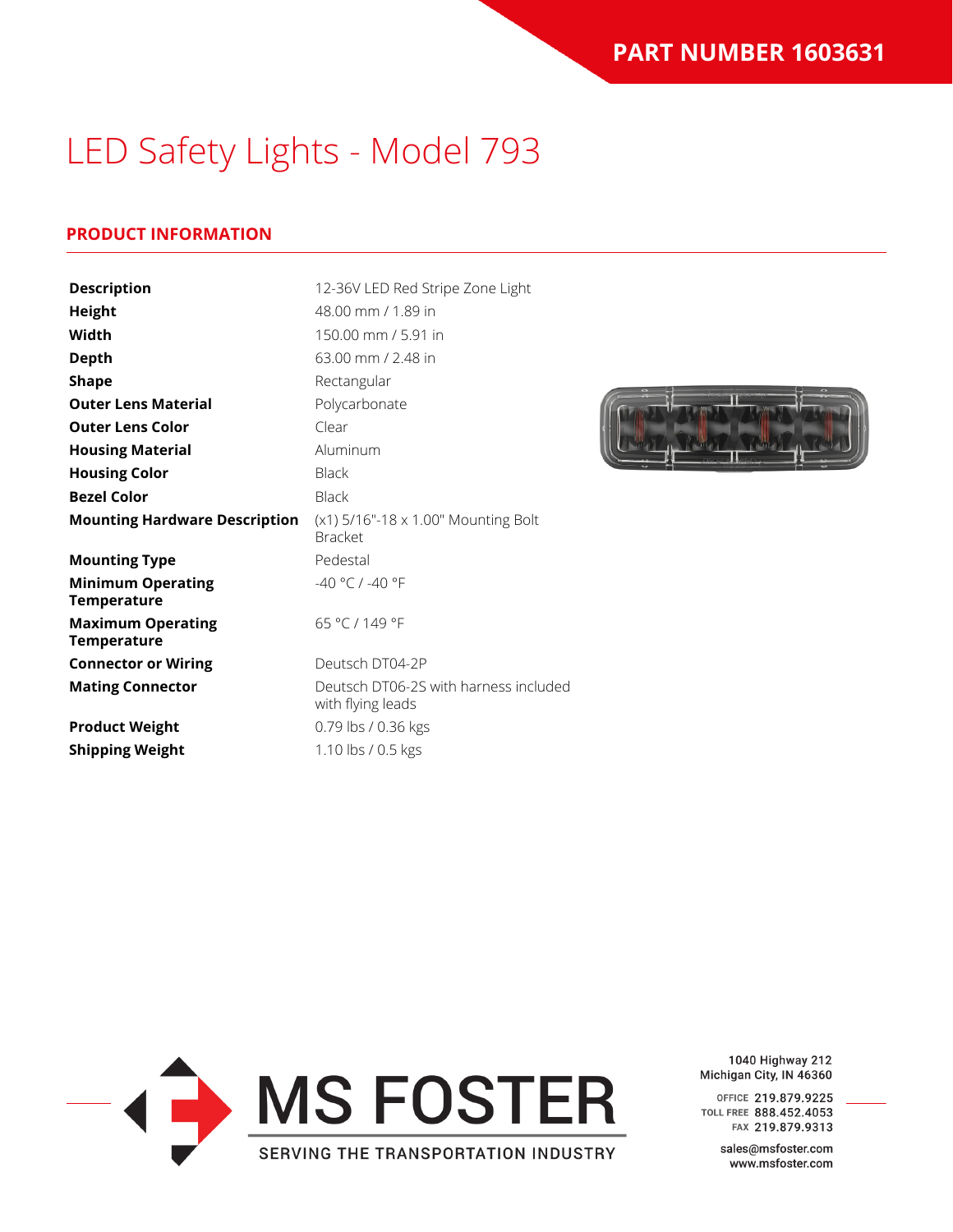**PART NUMBER 1603631**

# LED Safety Lights - Model 793

## PRODUCT INFORMATION

| | |
|---|---|
| **Description** | 12-36V LED Red Stripe Zone Light |
| **Height** | 48.00 mm / 1.89 in |
| **Width** | 150.00 mm / 5.91 in |
| **Depth** | 63.00 mm / 2.48 in |
| **Shape** | Rectangular |
| **Outer Lens Material** | Polycarbonate |
| **Outer Lens Color** | Clear |
| **Housing Material** | Aluminum |
| **Housing Color** | Black |
| **Bezel Color** | Black |
| **Mounting Hardware Description** | (x1) 5/16"-18 x 1.00" Mounting Bolt Bracket |
| **Mounting Type** | Pedestal |
| **Minimum Operating Temperature** | -40 °C / -40 °F |
| **Maximum Operating Temperature** | 65 °C / 149 °F |
| **Connector or Wiring** | Deutsch DT04-2P |
| **Mating Connector** | Deutsch DT06-2S with harness included with flying leads |
| **Product Weight** | 0.79 lbs / 0.36 kgs |
| **Shipping Weight** | 1.10 lbs / 0.5 kgs |

MS FOSTER
SERVING THE TRANSPORTATION INDUSTRY

1040 Highway 212
Michigan City, IN 46360

OFFICE 219.879.9225
TOLL FREE 888.452.4053
FAX 219.879.9313

sales@msfoster.com
www.msfoster.com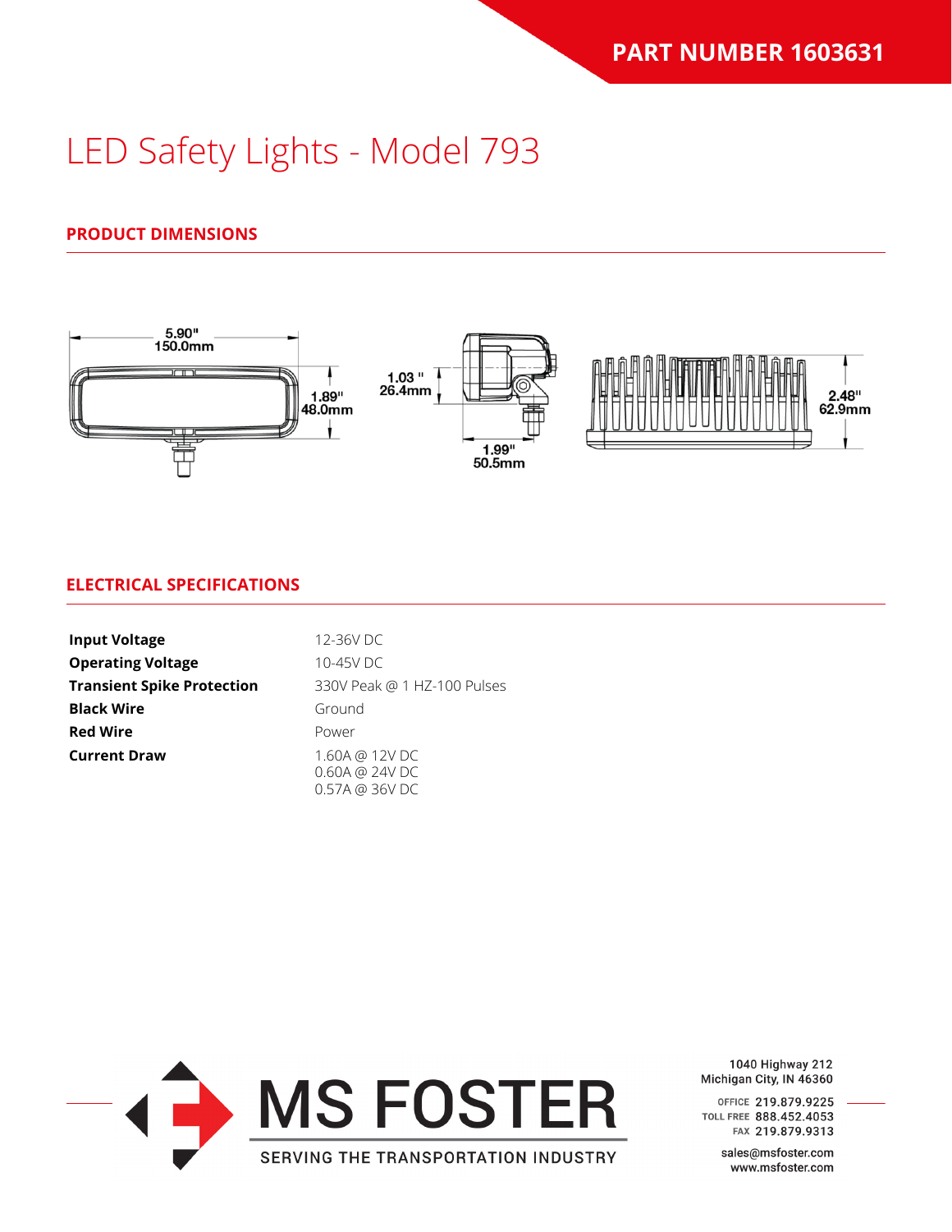**PART NUMBER 1603631**

# LED Safety Lights - Model 793

## PRODUCT DIMENSIONS

5.90" 150.0mm

1.89" 48.0mm

1.03" 26.4mm

1.99" 50.5mm

2.48" 62.9mm

## ELECTRICAL SPECIFICATIONS

| | |
|---|---|
| **Input Voltage** | 12-36V DC |
| **Operating Voltage** | 10-45V DC |
| **Transient Spike Protection** | 330V Peak @ 1 HZ-100 Pulses |
| **Black Wire** | Ground |
| **Red Wire** | Power |
| **Current Draw** | 1.60A @ 12V DC<br>0.60A @ 24V DC<br>0.57A @ 36V DC |

MS FOSTER

SERVING THE TRANSPORTATION INDUSTRY

1040 Highway 212
Michigan City, IN 46360

OFFICE 219.879.9225
TOLL FREE 888.452.4053
FAX 219.879.9313

sales@msfoster.com
www.msfoster.com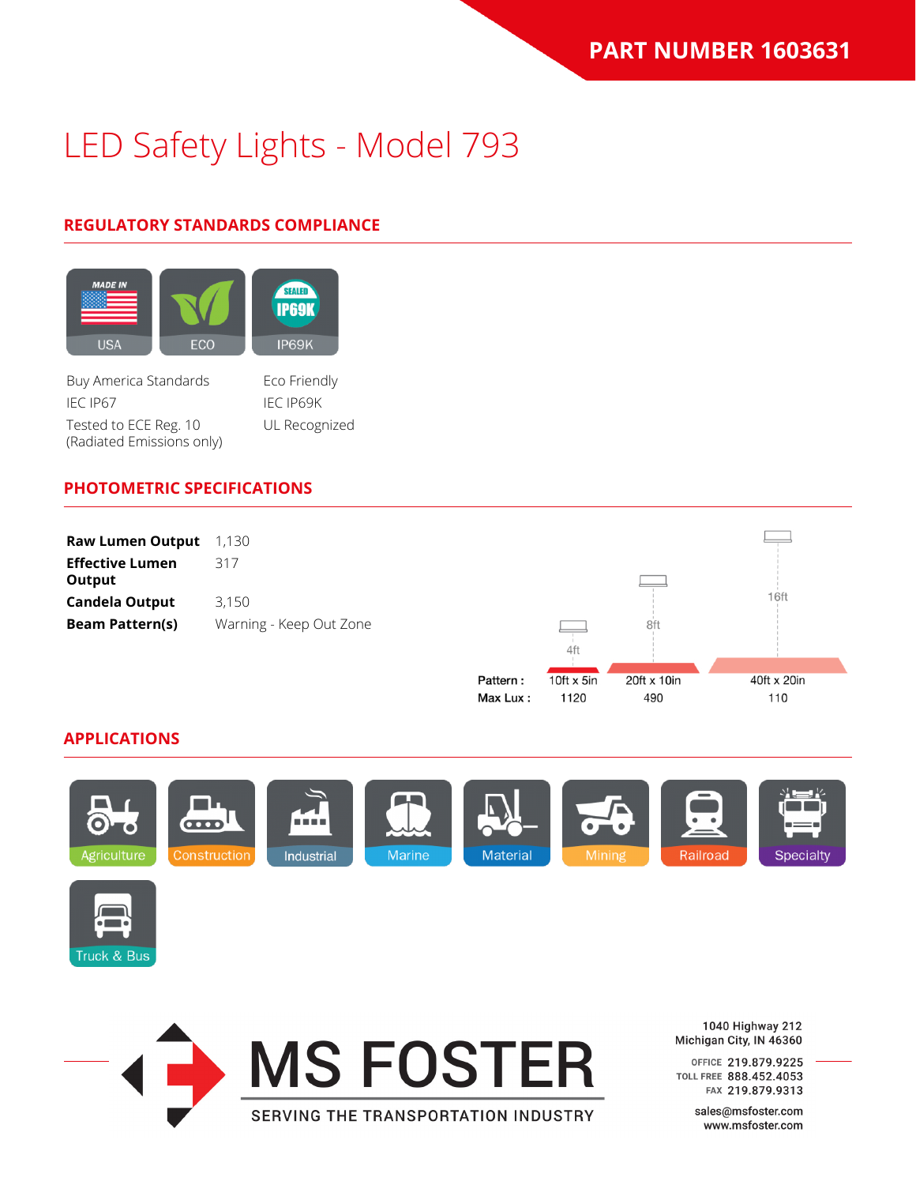**PART NUMBER 1603631**

# LED Safety Lights - Model 793

## REGULATORY STANDARDS COMPLIANCE

USA | ECO | IP69K

Buy America Standards
IEC IP67
Tested to ECE Reg. 10 (Radiated Emissions only)

Eco Friendly
IEC IP69K
UL Recognized

## PHOTOMETRIC SPECIFICATIONS

| | |
|---|---|
| **Raw Lumen Output** | 1,130 |
| **Effective Lumen Output** | 317 |
| **Candela Output** | 3,150 |
| **Beam Pattern(s)** | Warning - Keep Out Zone |

| Mounting Height | 4ft | 8ft | 16ft |
|---|---|---|---|
| Pattern : | 10ft x 5in | 20ft x 10in | 40ft x 20in |
| Max Lux : | 1120 | 490 | 110 |

## APPLICATIONS

Agriculture, Construction, Industrial, Marine, Material, Mining, Railroad, Specialty, Truck & Bus

MS FOSTER
SERVING THE TRANSPORTATION INDUSTRY

1040 Highway 212
Michigan City, IN 46360

OFFICE 219.879.9225
TOLL FREE 888.452.4053
FAX 219.879.9313

sales@msfoster.com
www.msfoster.com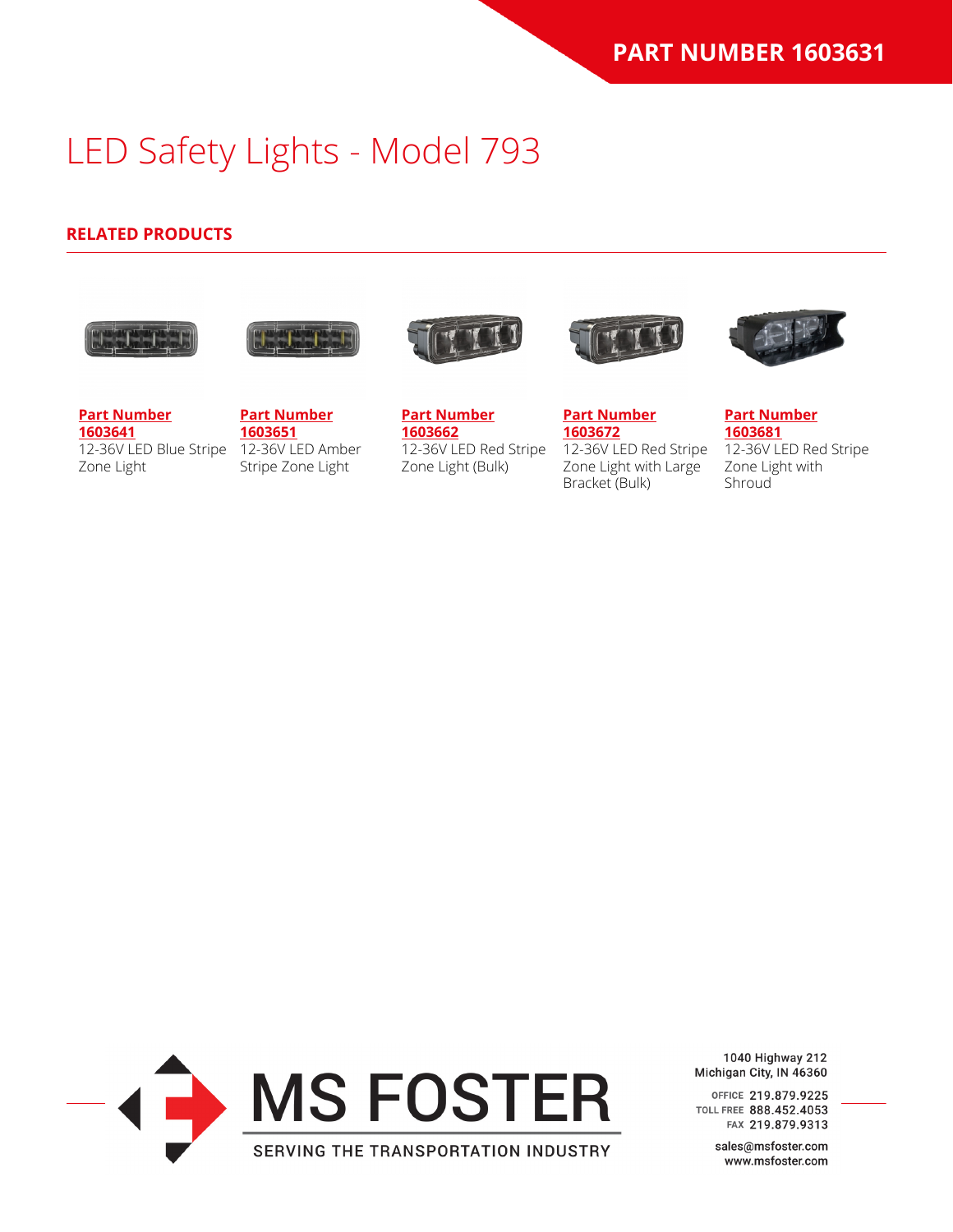PART NUMBER 1603631

# LED Safety Lights - Model 793

## RELATED PRODUCTS

**Part Number 1603641**
12-36V LED Blue Stripe Zone Light

**Part Number 1603651**
12-36V LED Amber Stripe Zone Light

**Part Number 1603662**
12-36V LED Red Stripe Zone Light (Bulk)

**Part Number 1603672**
12-36V LED Red Stripe Zone Light with Large Bracket (Bulk)

**Part Number 1603681**
12-36V LED Red Stripe Zone Light with Shroud

MS FOSTER
SERVING THE TRANSPORTATION INDUSTRY

1040 Highway 212
Michigan City, IN 46360

OFFICE 219.879.9225
TOLL FREE 888.452.4053
FAX 219.879.9313

sales@msfoster.com
www.msfoster.com